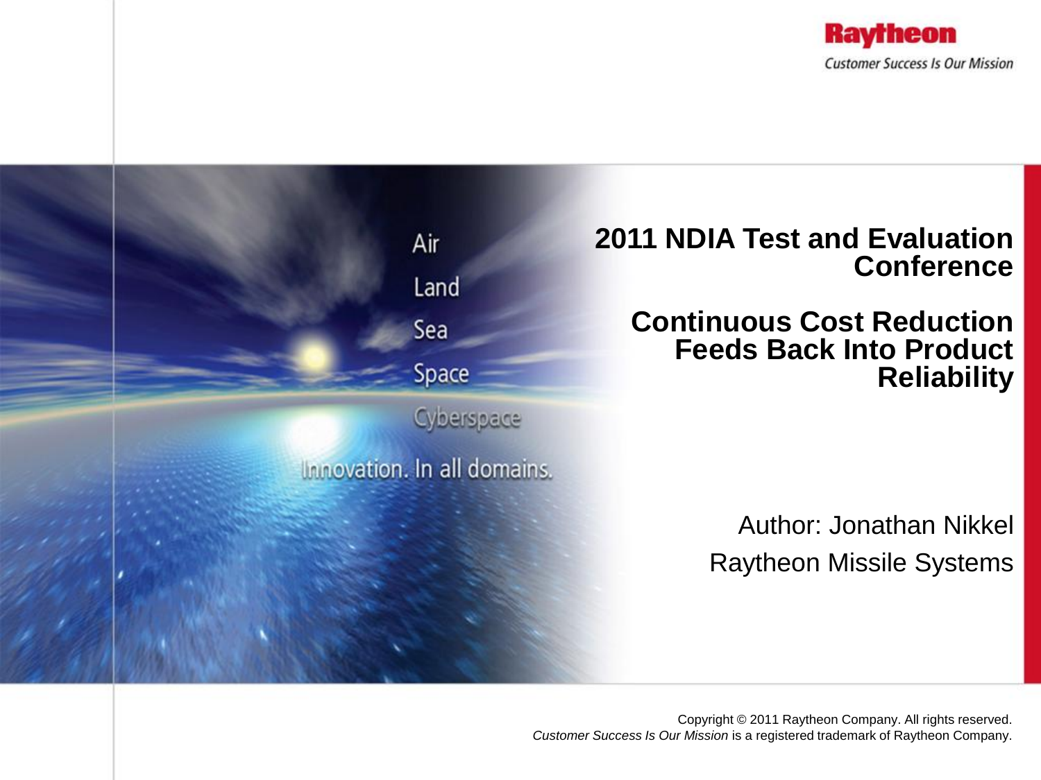Raytheon

*Customer Success Is Our Mission*

Air

Land

Sea

Space

Cyberspace

Innovation. In all domains.

# 2011 NDIA Test and Evaluation Conference

# Continuous Cost Reduction Feeds Back Into Product Reliability

Author: Jonathan Nikkel

Raytheon Missile Systems

Copyright © 2011 Raytheon Company. All rights reserved.
*Customer Success Is Our Mission* is a registered trademark of Raytheon Company.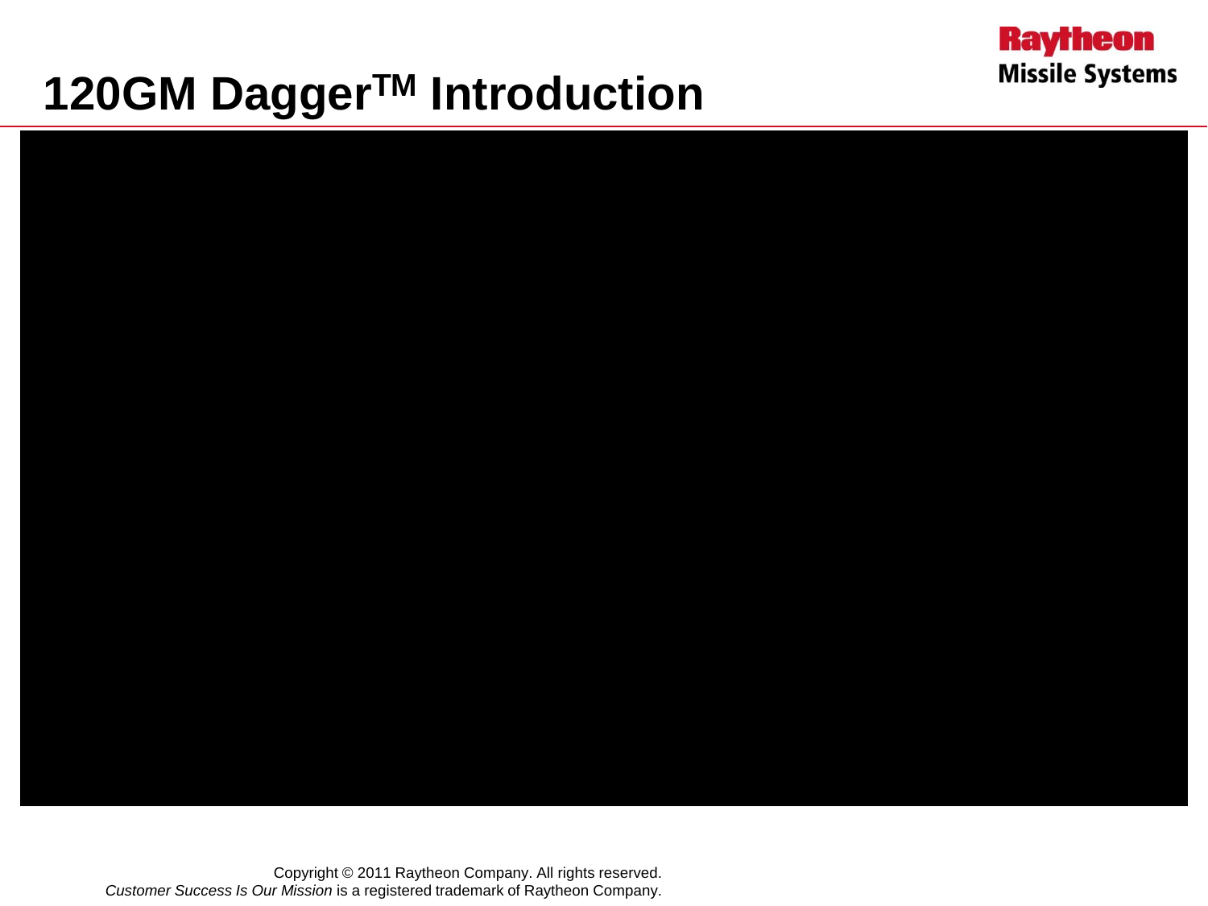# 120GM Dagger$^{TM}$ Introduction

Copyright © 2011 Raytheon Company. All rights reserved.
*Customer Success Is Our Mission* is a registered trademark of Raytheon Company.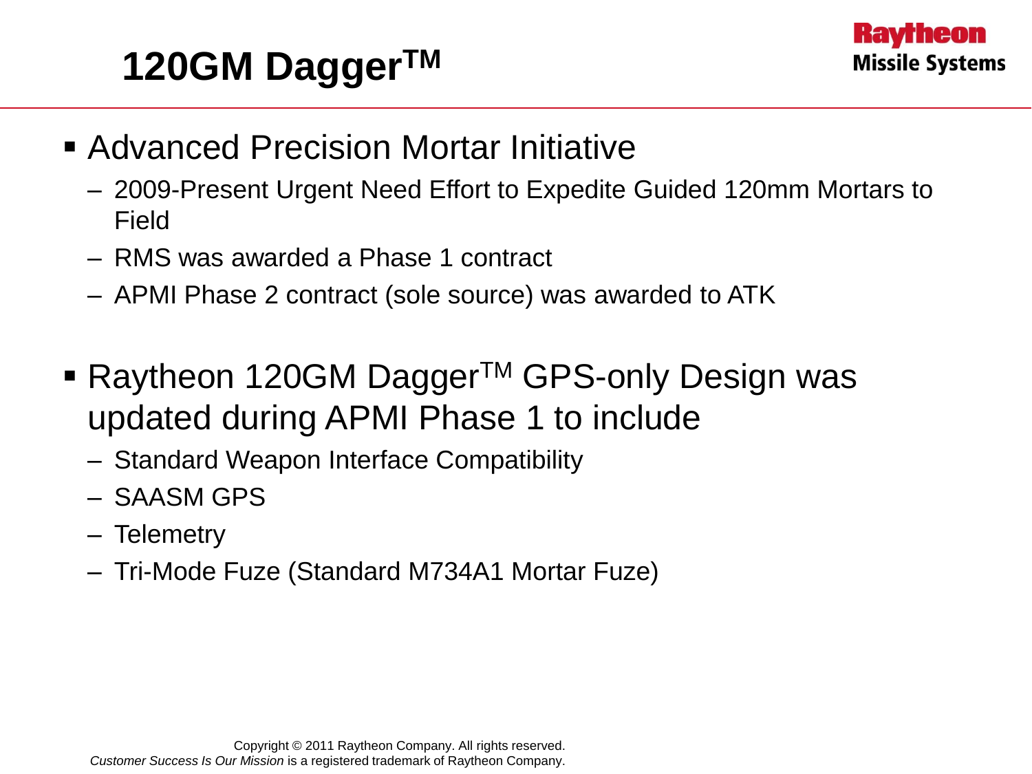# 120GM Dagger™

- Advanced Precision Mortar Initiative
  - 2009-Present Urgent Need Effort to Expedite Guided 120mm Mortars to Field
  - RMS was awarded a Phase 1 contract
  - APMI Phase 2 contract (sole source) was awarded to ATK
- Raytheon 120GM Dagger™ GPS-only Design was updated during APMI Phase 1 to include
  - Standard Weapon Interface Compatibility
  - SAASM GPS
  - Telemetry
  - Tri-Mode Fuze (Standard M734A1 Mortar Fuze)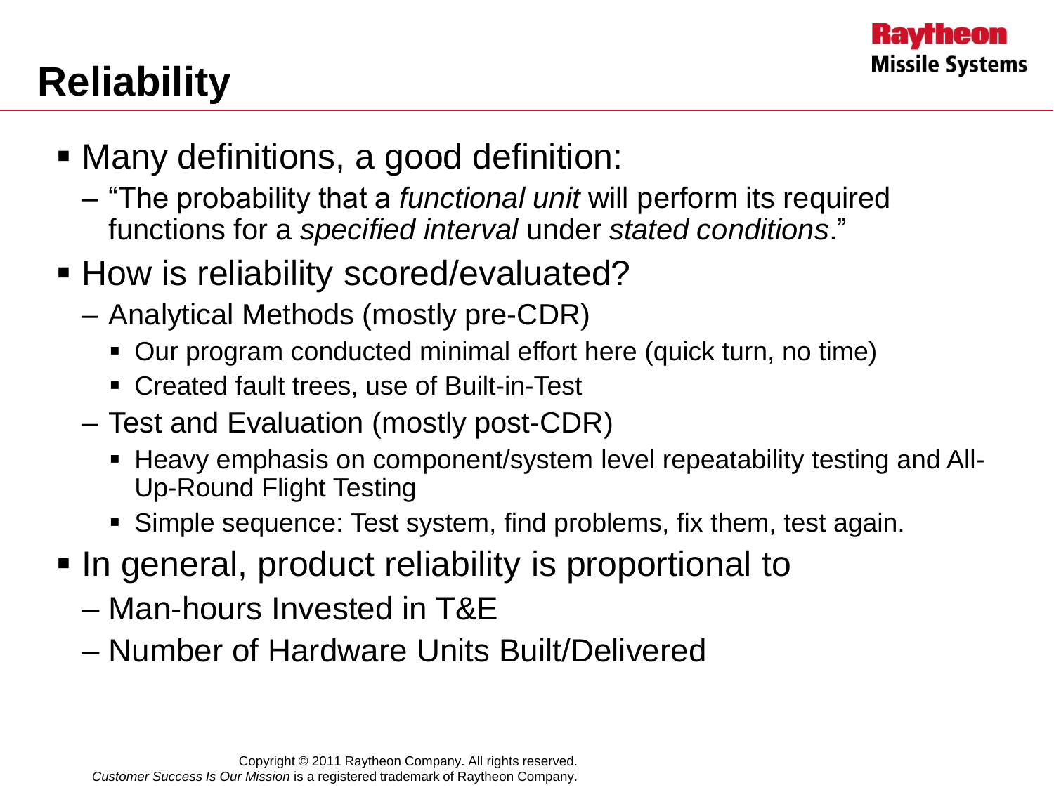# Reliability

- Many definitions, a good definition:
  - "The probability that a *functional unit* will perform its required functions for a *specified interval* under *stated conditions*."
- How is reliability scored/evaluated?
  - Analytical Methods (mostly pre-CDR)
    - Our program conducted minimal effort here (quick turn, no time)
    - Created fault trees, use of Built-in-Test
  - Test and Evaluation (mostly post-CDR)
    - Heavy emphasis on component/system level repeatability testing and All-Up-Round Flight Testing
    - Simple sequence: Test system, find problems, fix them, test again.
- In general, product reliability is proportional to
  - Man-hours Invested in T&E
  - Number of Hardware Units Built/Delivered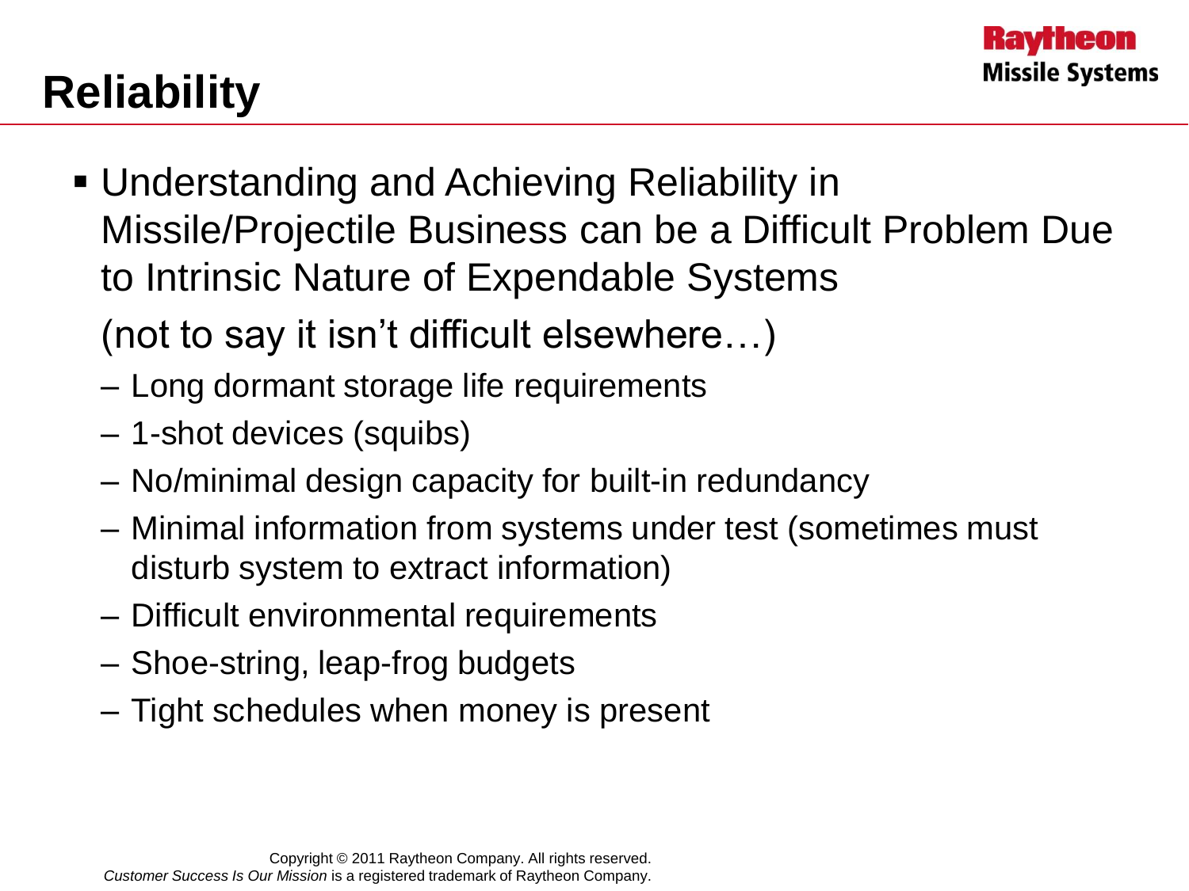# Reliability

- Understanding and Achieving Reliability in Missile/Projectile Business can be a Difficult Problem Due to Intrinsic Nature of Expendable Systems

  (not to say it isn't difficult elsewhere…)

  - Long dormant storage life requirements
  - 1-shot devices (squibs)
  - No/minimal design capacity for built-in redundancy
  - Minimal information from systems under test (sometimes must disturb system to extract information)
  - Difficult environmental requirements
  - Shoe-string, leap-frog budgets
  - Tight schedules when money is present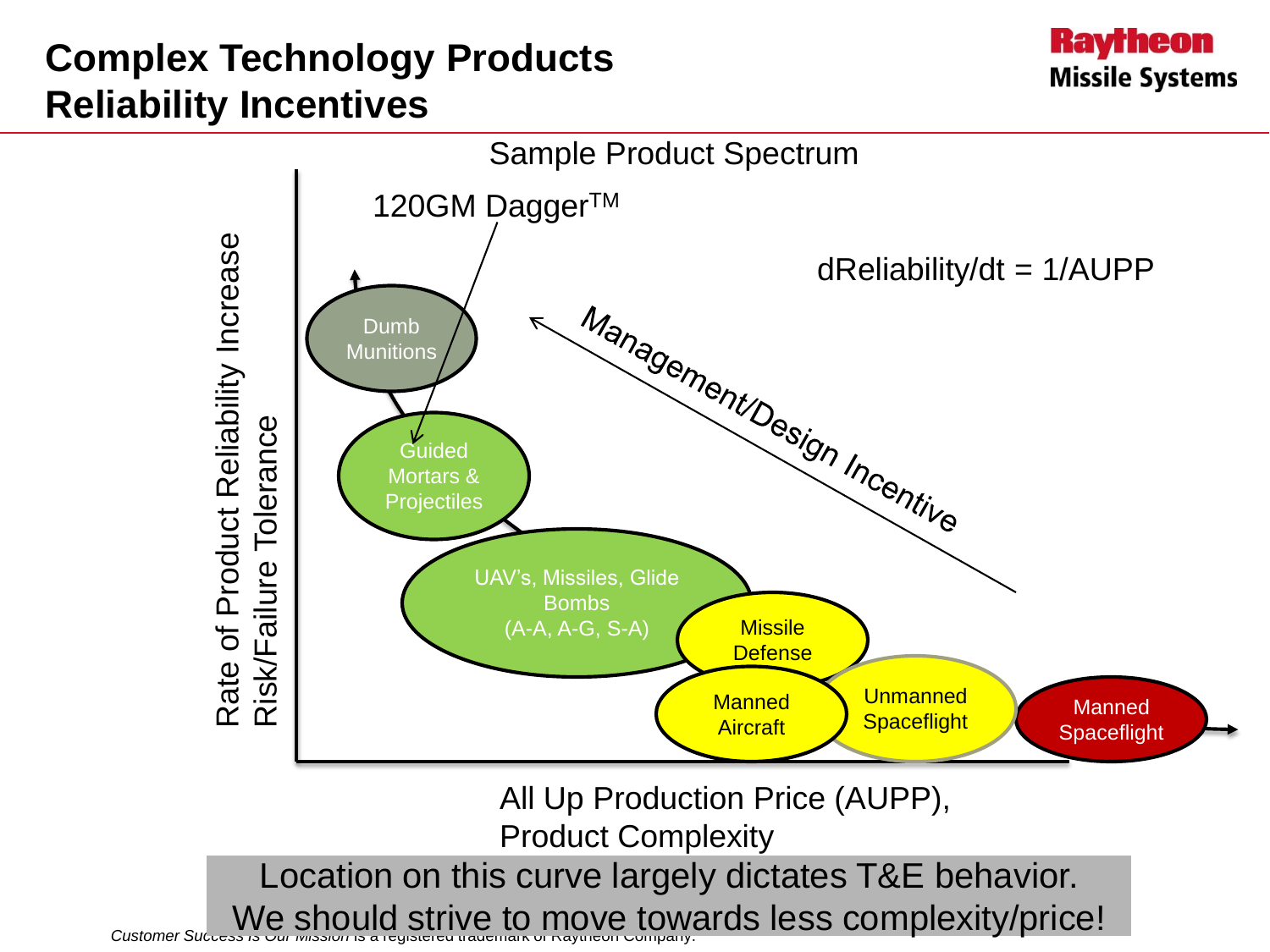# Complex Technology Products Reliability Incentives

Raytheon Missile Systems

Sample Product Spectrum

120GM Dagger™

$d\text{Reliability}/dt = 1/\text{AUPP}$

Management/Design Incentive

Rate of Product Reliability Increase

Risk/Failure Tolerance

- Dumb Munitions
- Guided Mortars & Projectiles
- UAV's, Missiles, Glide Bombs (A-A, A-G, S-A)
- Missile Defense
- Manned Aircraft
- Unmanned Spaceflight
- Manned Spaceflight

All Up Production Price (AUPP), Product Complexity

**Location on this curve largely dictates T&E behavior.**
**We should strive to move towards less complexity/price!**

*Customer Success Is Our Mission* is a registered trademark of Raytheon Company.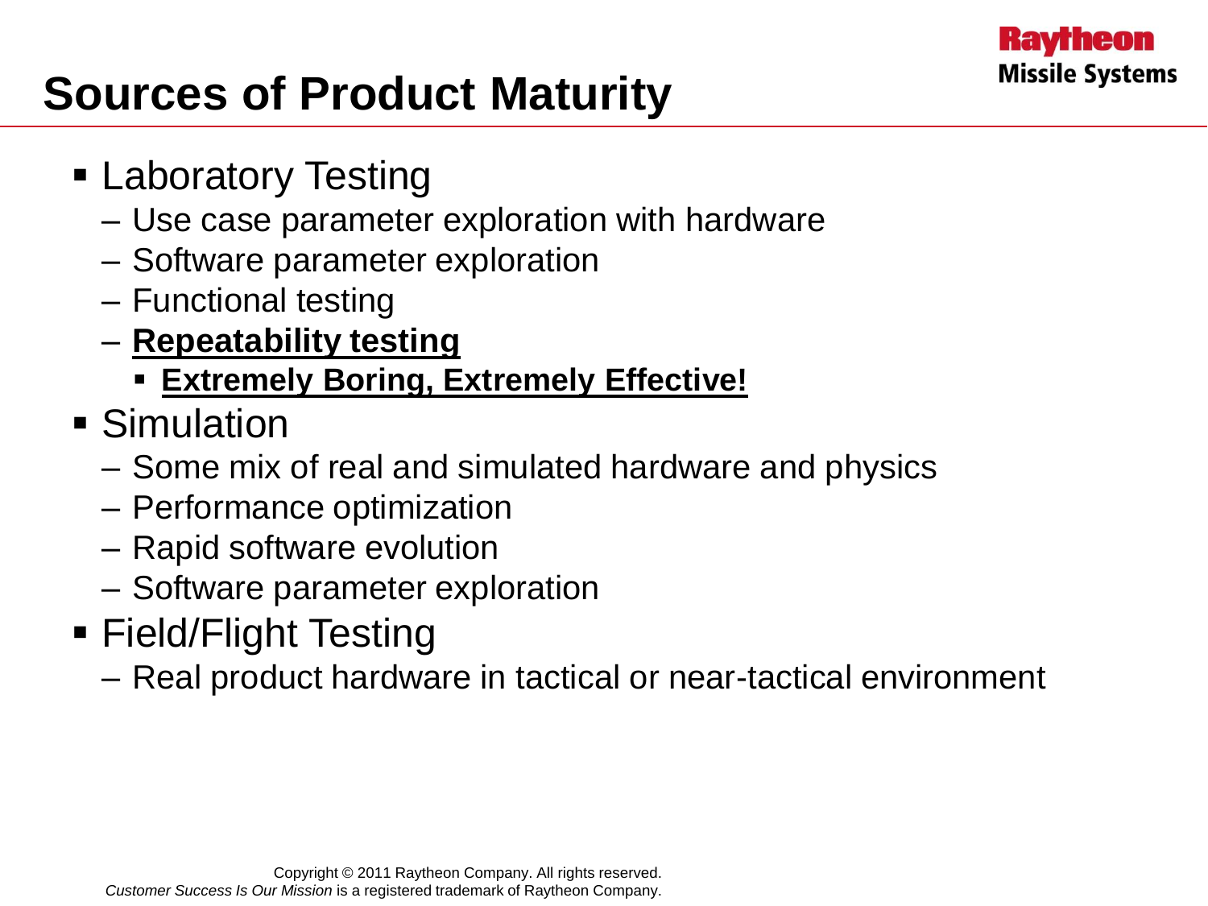# Sources of Product Maturity

- Laboratory Testing
  - Use case parameter exploration with hardware
  - Software parameter exploration
  - Functional testing
  - **Repeatability testing**
    - **Extremely Boring, Extremely Effective!**
- Simulation
  - Some mix of real and simulated hardware and physics
  - Performance optimization
  - Rapid software evolution
  - Software parameter exploration
- Field/Flight Testing
  - Real product hardware in tactical or near-tactical environment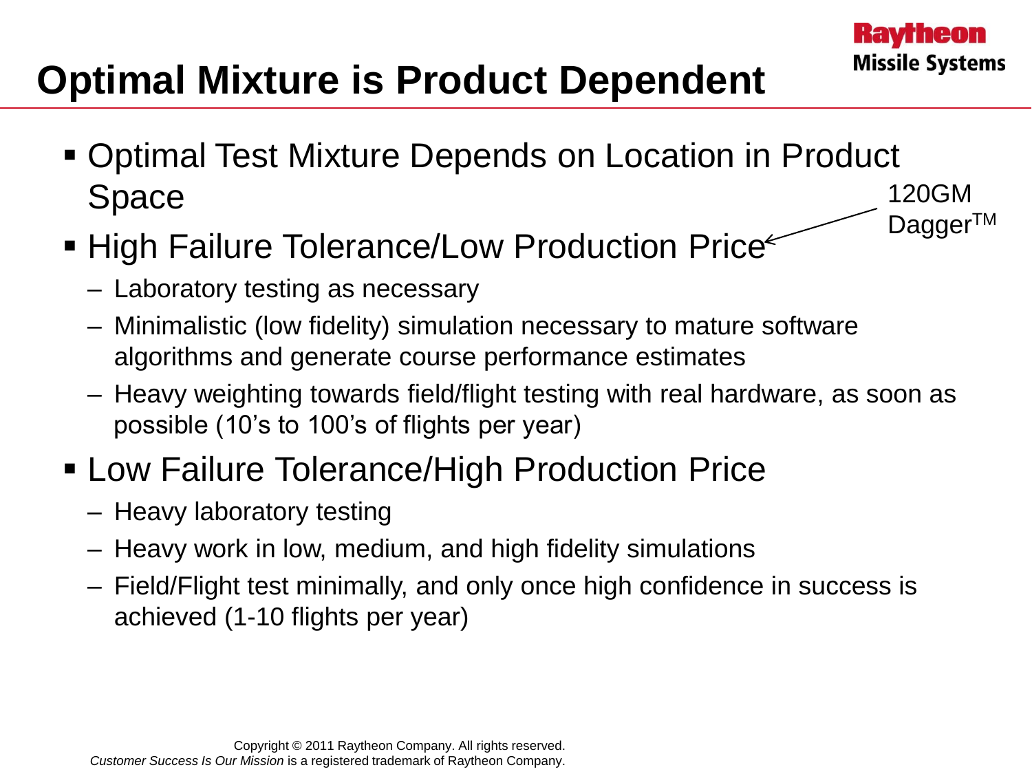# Optimal Mixture is Product Dependent

- Optimal Test Mixture Depends on Location in Product Space
- High Failure Tolerance/Low Production Price ← 120GM Dagger™
  - Laboratory testing as necessary
  - Minimalistic (low fidelity) simulation necessary to mature software algorithms and generate course performance estimates
  - Heavy weighting towards field/flight testing with real hardware, as soon as possible (10's to 100's of flights per year)
- Low Failure Tolerance/High Production Price
  - Heavy laboratory testing
  - Heavy work in low, medium, and high fidelity simulations
  - Field/Flight test minimally, and only once high confidence in success is achieved (1-10 flights per year)

Copyright © 2011 Raytheon Company. All rights reserved.
*Customer Success Is Our Mission* is a registered trademark of Raytheon Company.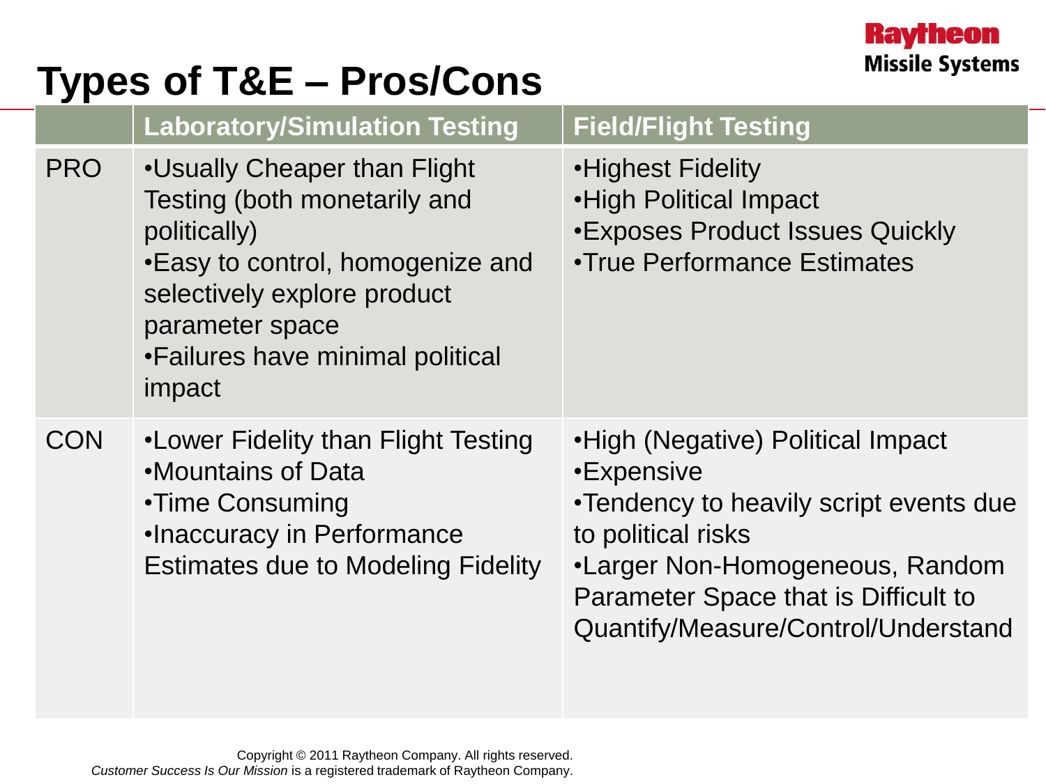# Types of T&E – Pros/Cons

| | Laboratory/Simulation Testing | Field/Flight Testing |
|---|---|---|
| PRO | •Usually Cheaper than Flight Testing (both monetarily and politically)<br>•Easy to control, homogenize and selectively explore product parameter space<br>•Failures have minimal political impact | •Highest Fidelity<br>•High Political Impact<br>•Exposes Product Issues Quickly<br>•True Performance Estimates |
| CON | •Lower Fidelity than Flight Testing<br>•Mountains of Data<br>•Time Consuming<br>•Inaccuracy in Performance Estimates due to Modeling Fidelity | •High (Negative) Political Impact<br>•Expensive<br>•Tendency to heavily script events due to political risks<br>•Larger Non-Homogeneous, Random Parameter Space that is Difficult to Quantify/Measure/Control/Understand |

Copyright © 2011 Raytheon Company. All rights reserved.
*Customer Success Is Our Mission* is a registered trademark of Raytheon Company.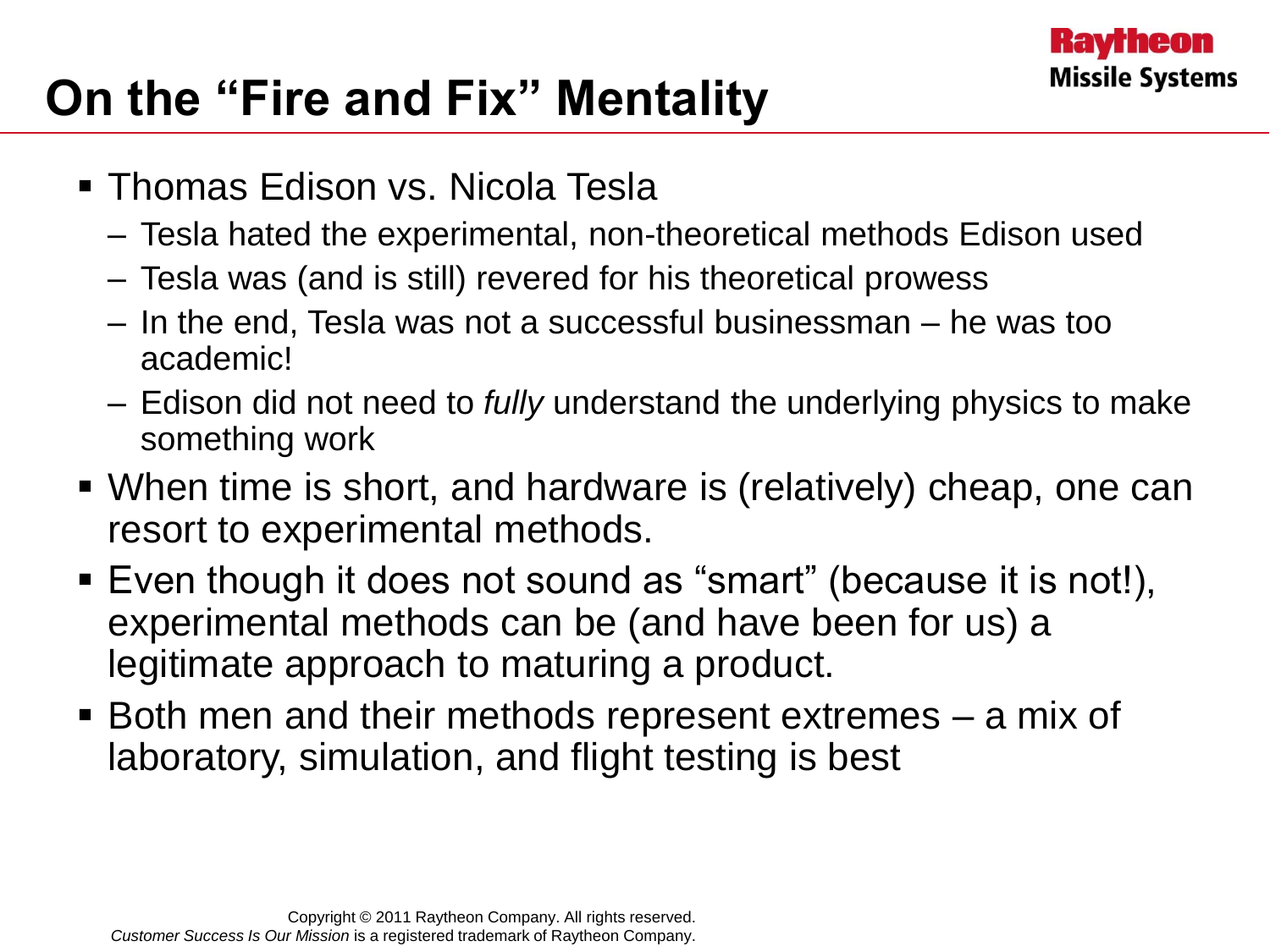# On the "Fire and Fix" Mentality

- Thomas Edison vs. Nicola Tesla
  - Tesla hated the experimental, non-theoretical methods Edison used
  - Tesla was (and is still) revered for his theoretical prowess
  - In the end, Tesla was not a successful businessman – he was too academic!
  - Edison did not need to *fully* understand the underlying physics to make something work
- When time is short, and hardware is (relatively) cheap, one can resort to experimental methods.
- Even though it does not sound as "smart" (because it is not!), experimental methods can be (and have been for us) a legitimate approach to maturing a product.
- Both men and their methods represent extremes – a mix of laboratory, simulation, and flight testing is best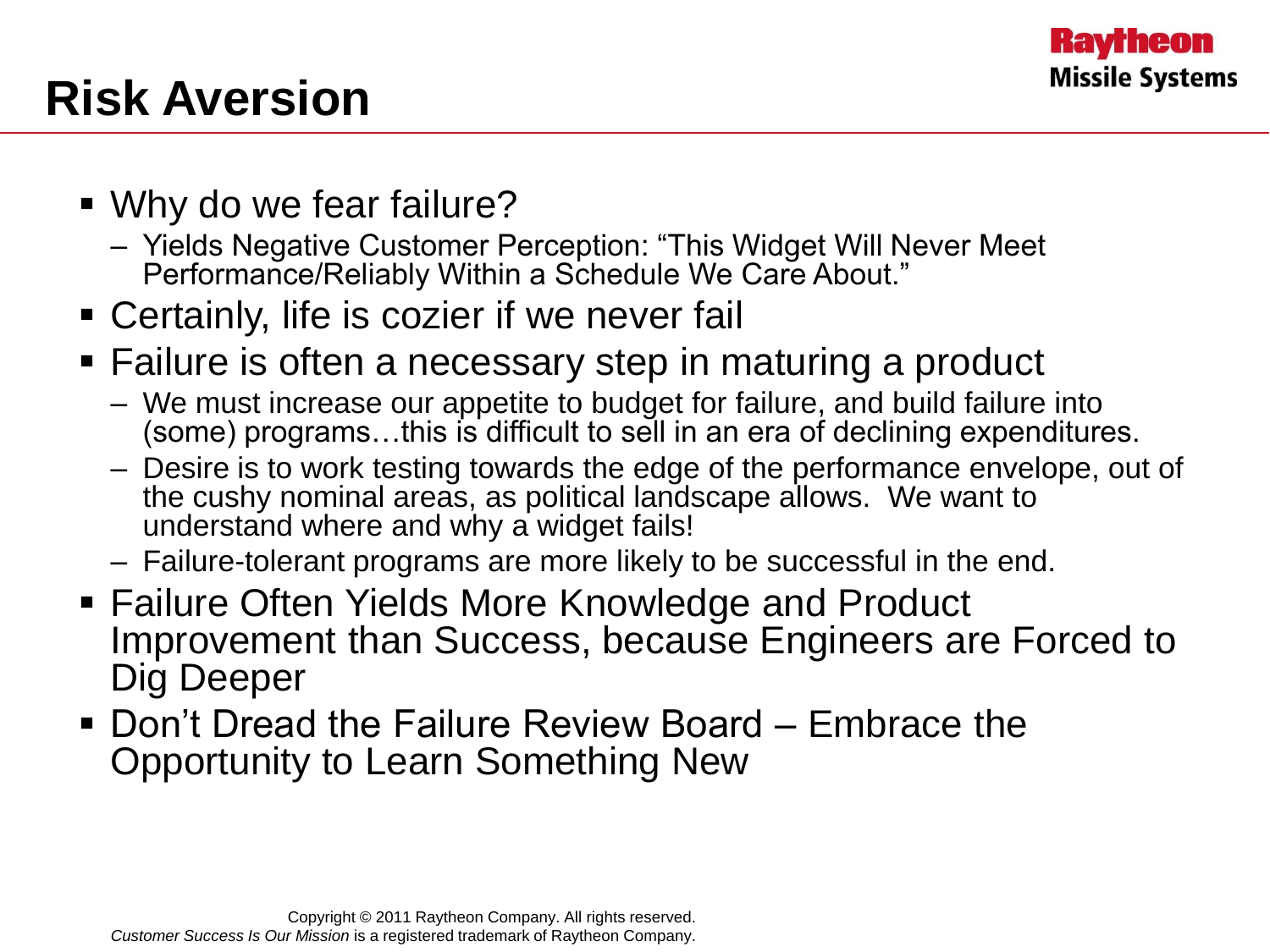# Risk Aversion

- Why do we fear failure?
  - Yields Negative Customer Perception: "This Widget Will Never Meet Performance/Reliably Within a Schedule We Care About."
- Certainly, life is cozier if we never fail
- Failure is often a necessary step in maturing a product
  - We must increase our appetite to budget for failure, and build failure into (some) programs…this is difficult to sell in an era of declining expenditures.
  - Desire is to work testing towards the edge of the performance envelope, out of the cushy nominal areas, as political landscape allows. We want to understand where and why a widget fails!
  - Failure-tolerant programs are more likely to be successful in the end.
- Failure Often Yields More Knowledge and Product Improvement than Success, because Engineers are Forced to Dig Deeper
- Don't Dread the Failure Review Board – Embrace the Opportunity to Learn Something New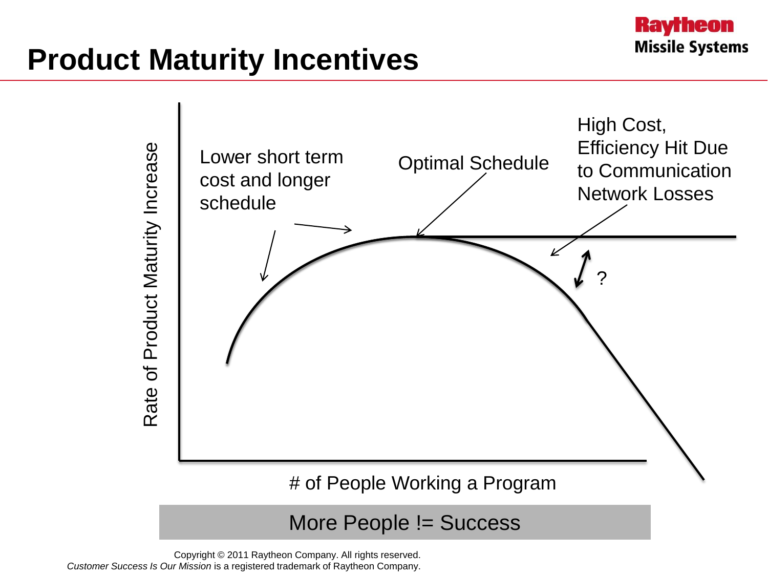# Product Maturity Incentives

Rate of Product Maturity Increase

Lower short term cost and longer schedule

Optimal Schedule

High Cost, Efficiency Hit Due to Communication Network Losses

?

# of People Working a Program

More People != Success

Copyright © 2011 Raytheon Company. All rights reserved.
*Customer Success Is Our Mission* is a registered trademark of Raytheon Company.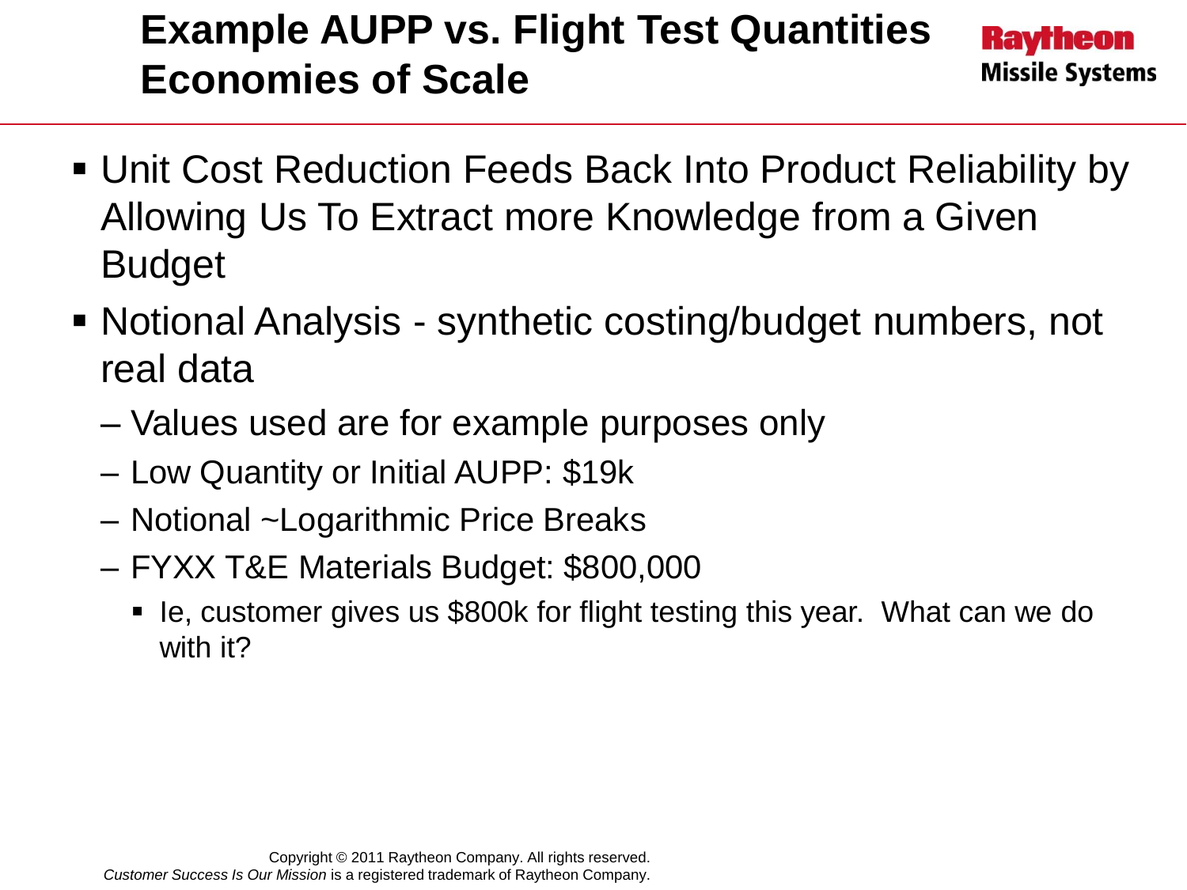# Example AUPP vs. Flight Test Quantities Economies of Scale

- Unit Cost Reduction Feeds Back Into Product Reliability by Allowing Us To Extract more Knowledge from a Given Budget
- Notional Analysis - synthetic costing/budget numbers, not real data
  - Values used are for example purposes only
  - Low Quantity or Initial AUPP: $19k
  - Notional ~Logarithmic Price Breaks
  - FYXX T&E Materials Budget: $800,000
    - Ie, customer gives us $800k for flight testing this year. What can we do with it?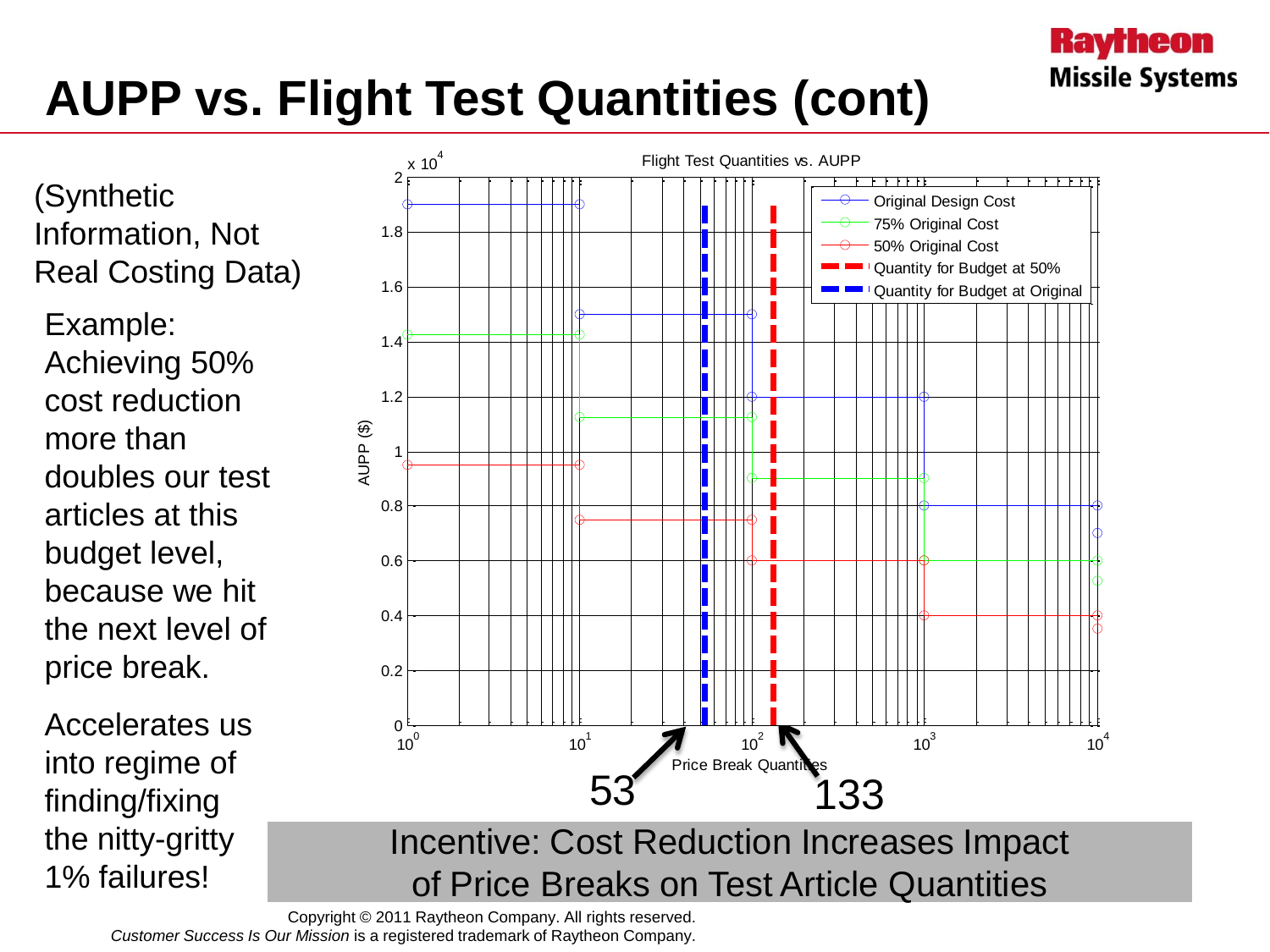# AUPP vs. Flight Test Quantities (cont)

(Synthetic Information, Not Real Costing Data)

Example: Achieving 50% cost reduction more than doubles our test articles at this budget level, because we hit the next level of price break.

Accelerates us into regime of finding/fixing the nitty-gritty 1% failures!

Flight Test Quantities vs. AUPP

- Original Design Cost
- 75% Original Cost
- 50% Original Cost
- Quantity for Budget at 50%
- Quantity for Budget at Original

AUPP ($) — $x\ 10^4$

Price Break Quantities

53

133

**Incentive: Cost Reduction Increases Impact of Price Breaks on Test Article Quantities**

Copyright © 2011 Raytheon Company. All rights reserved.

*Customer Success Is Our Mission* is a registered trademark of Raytheon Company.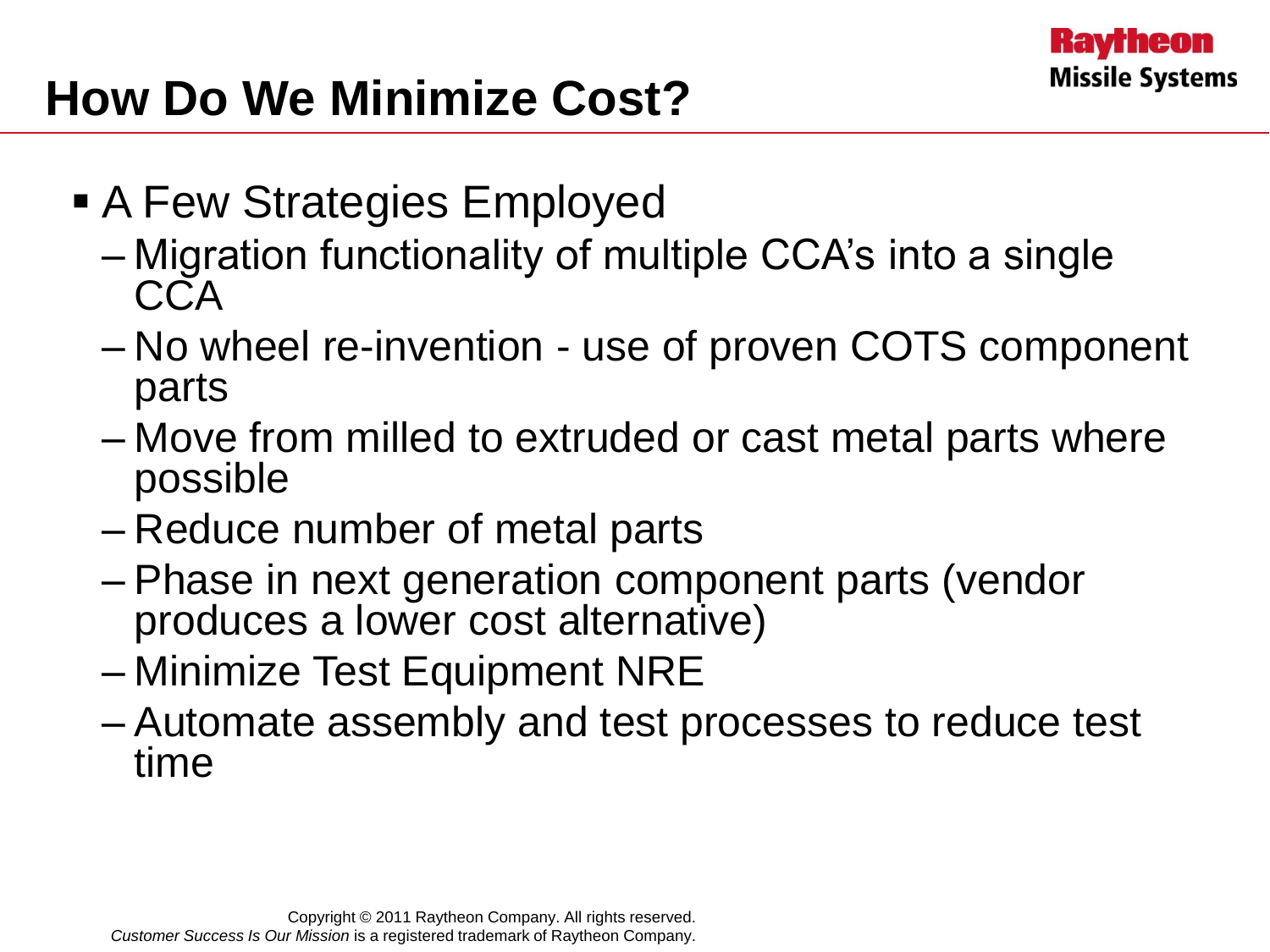# How Do We Minimize Cost?

- A Few Strategies Employed
  - Migration functionality of multiple CCA's into a single CCA
  - No wheel re-invention - use of proven COTS component parts
  - Move from milled to extruded or cast metal parts where possible
  - Reduce number of metal parts
  - Phase in next generation component parts (vendor produces a lower cost alternative)
  - Minimize Test Equipment NRE
  - Automate assembly and test processes to reduce test time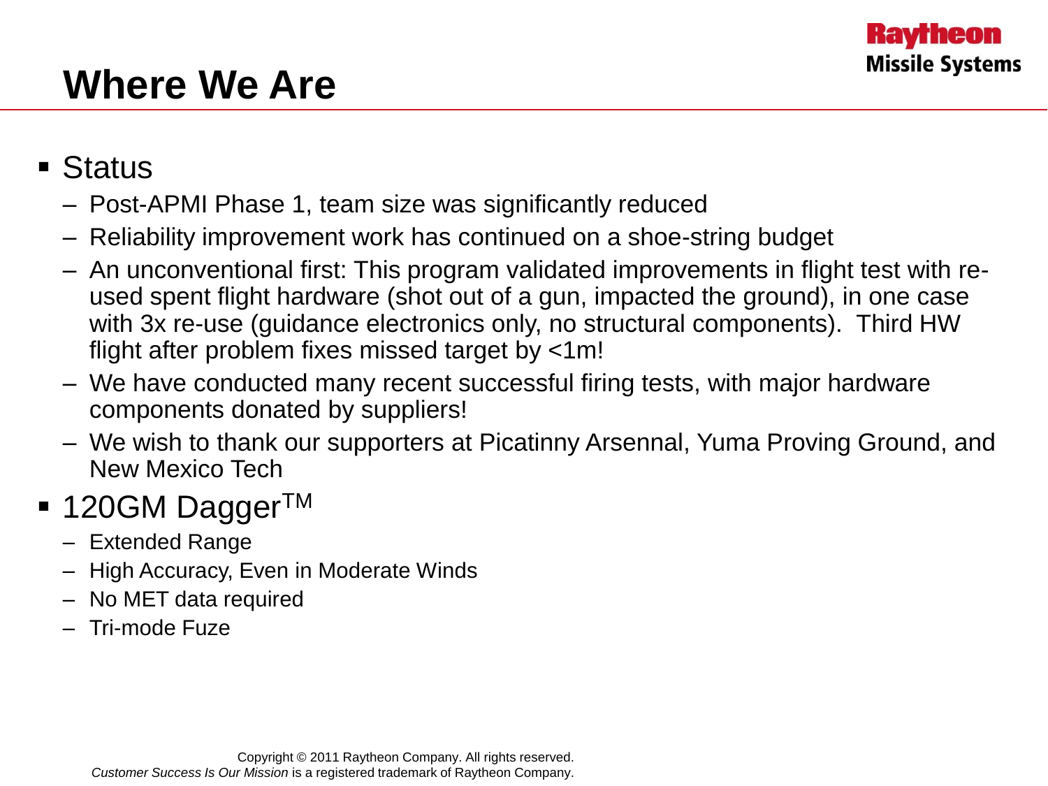# Where We Are

- Status
  - Post-APMI Phase 1, team size was significantly reduced
  - Reliability improvement work has continued on a shoe-string budget
  - An unconventional first: This program validated improvements in flight test with re-used spent flight hardware (shot out of a gun, impacted the ground), in one case with 3x re-use (guidance electronics only, no structural components). Third HW flight after problem fixes missed target by <1m!
  - We have conducted many recent successful firing tests, with major hardware components donated by suppliers!
  - We wish to thank our supporters at Picatinny Arsennal, Yuma Proving Ground, and New Mexico Tech
- 120GM Dagger™
  - Extended Range
  - High Accuracy, Even in Moderate Winds
  - No MET data required
  - Tri-mode Fuze

Copyright © 2011 Raytheon Company. All rights reserved.
*Customer Success Is Our Mission* is a registered trademark of Raytheon Company.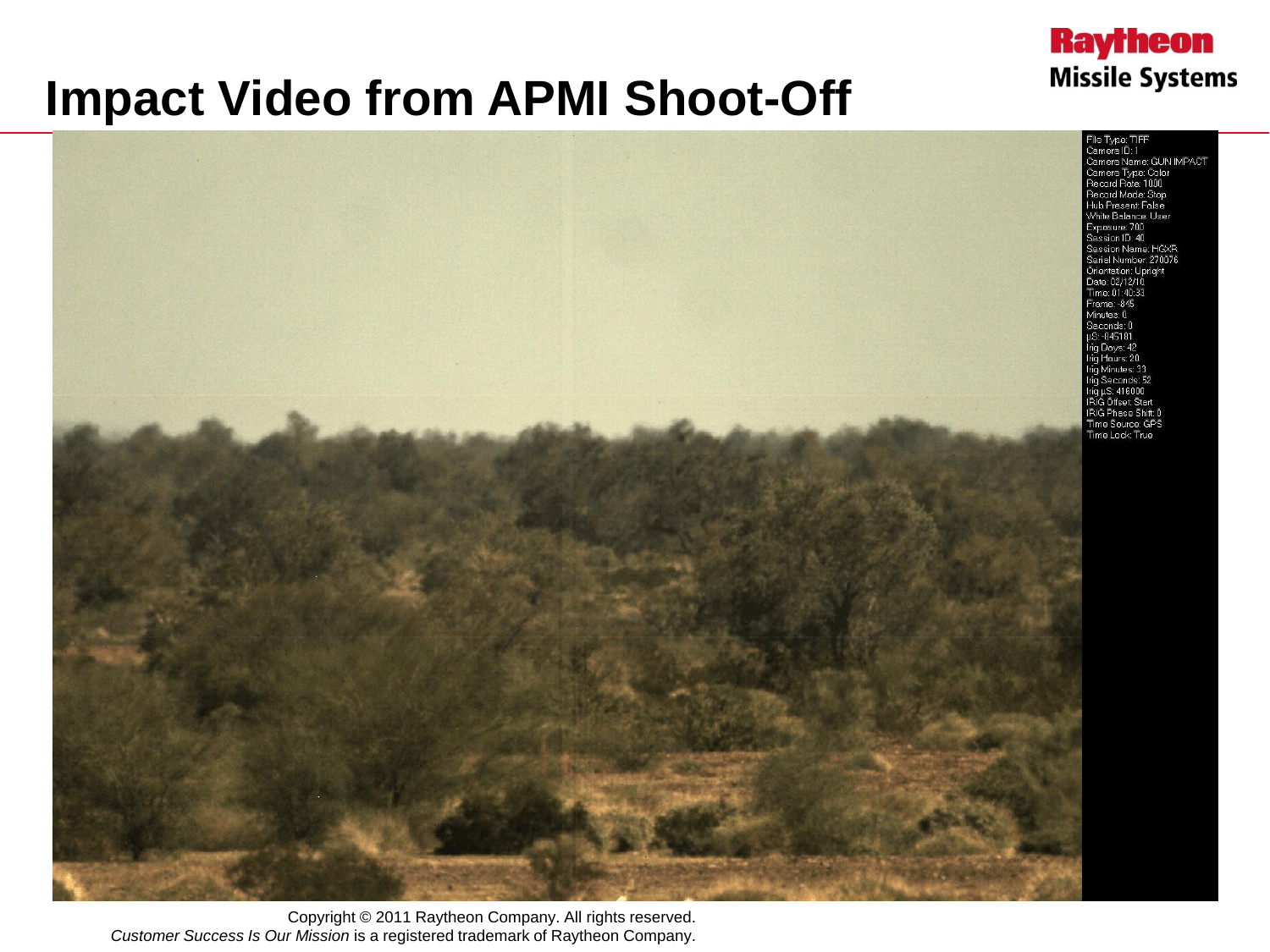# Impact Video from APMI Shoot-Off

File Type: TIFF
Camera ID: 1
Camera Name: GUN IMPACT
Camera Type: Color
Record Rate: 1000
Record Mode: Stop
Hub Present: False
White Balance: User
Exposure: 700
Session ID: 40
Session Name: HGXR
Serial Number: 270076
Orientation: Upright
Date: 02/12/10
Time: 01:40:33
Frame: -845
Minutes: 0
Seconds: 0
µS: -845181
Irig Days: 42
Irig Hours: 20
Irig Minutes: 33
Irig Seconds: 52
Irig µS: 416000
IRIG Offset: Start
IRIG Phase Shift: 0
Time Source: GPS
Time Lock: True

Copyright © 2011 Raytheon Company. All rights reserved.
*Customer Success Is Our Mission* is a registered trademark of Raytheon Company.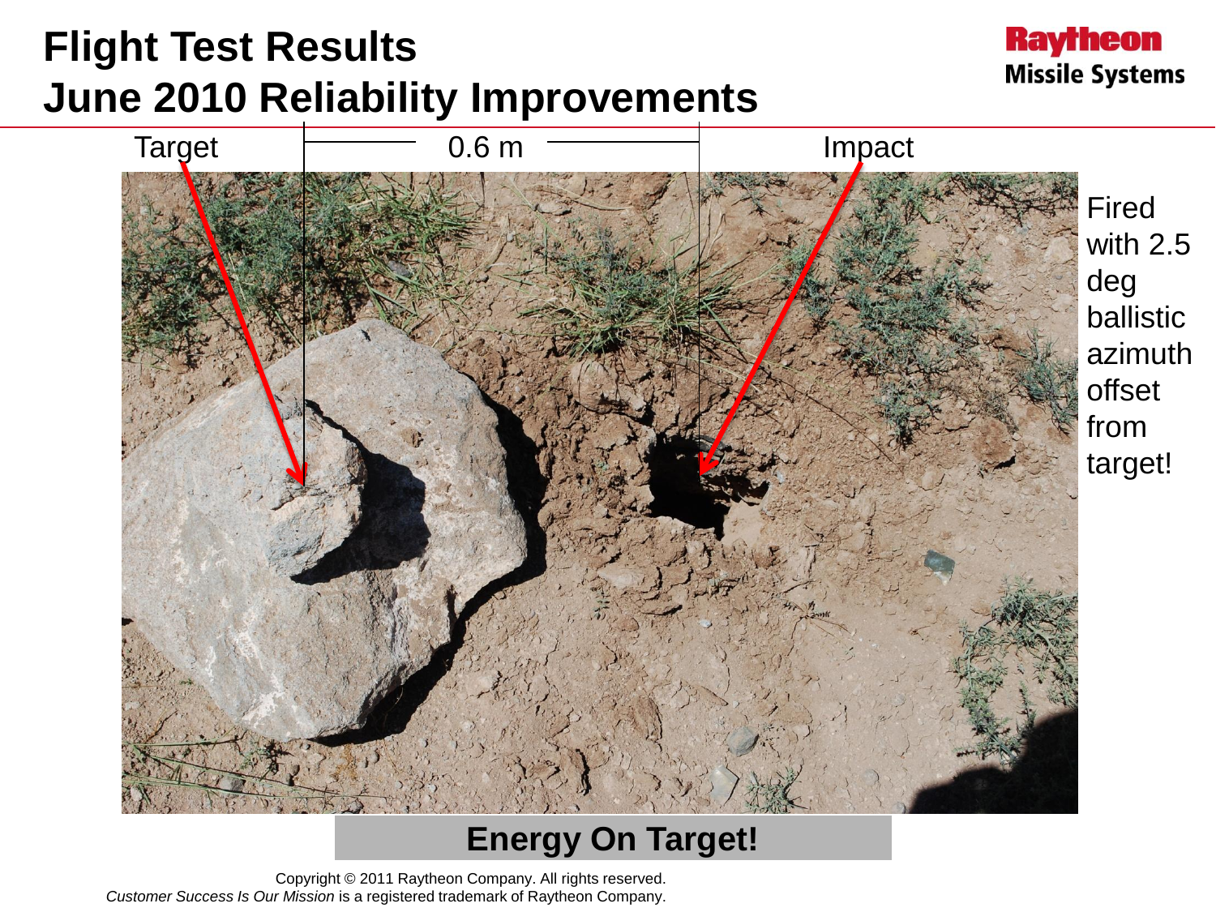# Flight Test Results
# June 2010 Reliability Improvements

Raytheon Missile Systems

Target — 0.6 m — Impact

Fired with 2.5 deg ballistic azimuth offset from target!

**Energy On Target!**

Copyright © 2011 Raytheon Company. All rights reserved.
*Customer Success Is Our Mission* is a registered trademark of Raytheon Company.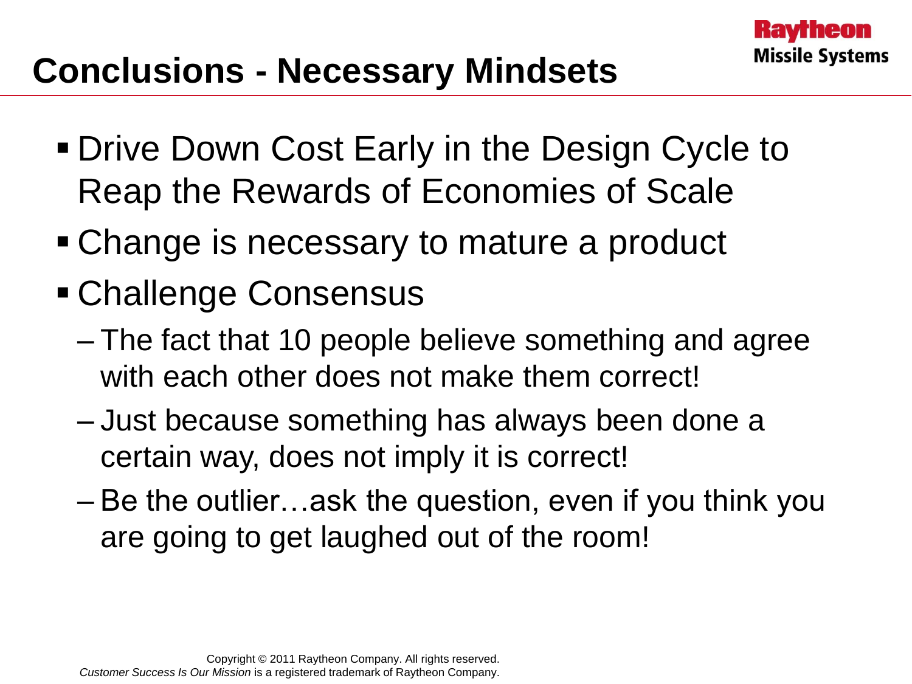# Conclusions - Necessary Mindsets

- Drive Down Cost Early in the Design Cycle to Reap the Rewards of Economies of Scale
- Change is necessary to mature a product
- Challenge Consensus
  - The fact that 10 people believe something and agree with each other does not make them correct!
  - Just because something has always been done a certain way, does not imply it is correct!
  - Be the outlier…ask the question, even if you think you are going to get laughed out of the room!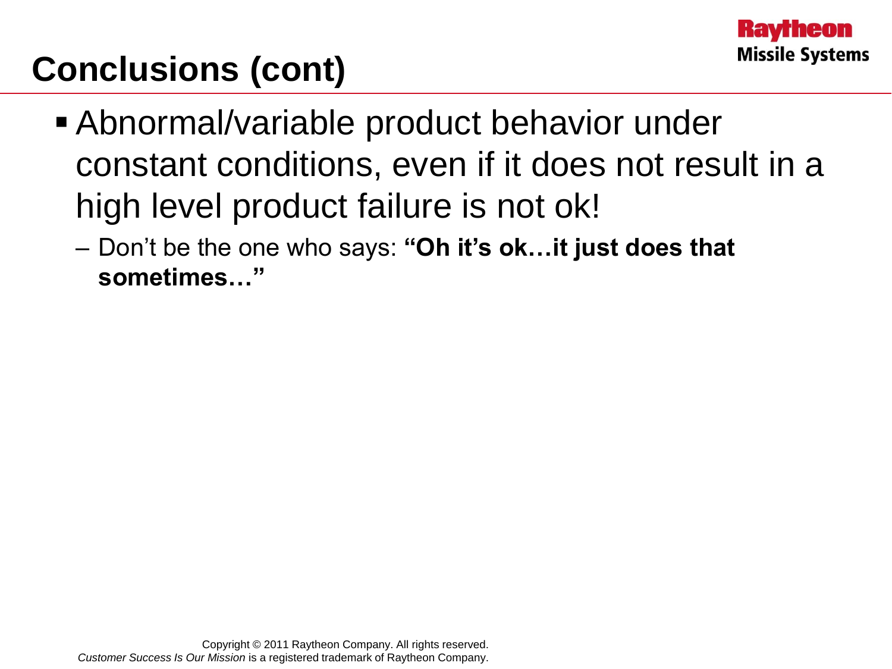# Conclusions (cont)

- Abnormal/variable product behavior under constant conditions, even if it does not result in a high level product failure is not ok!
  - Don't be the one who says: **"Oh it's ok…it just does that sometimes…"**

Copyright © 2011 Raytheon Company. All rights reserved.
*Customer Success Is Our Mission* is a registered trademark of Raytheon Company.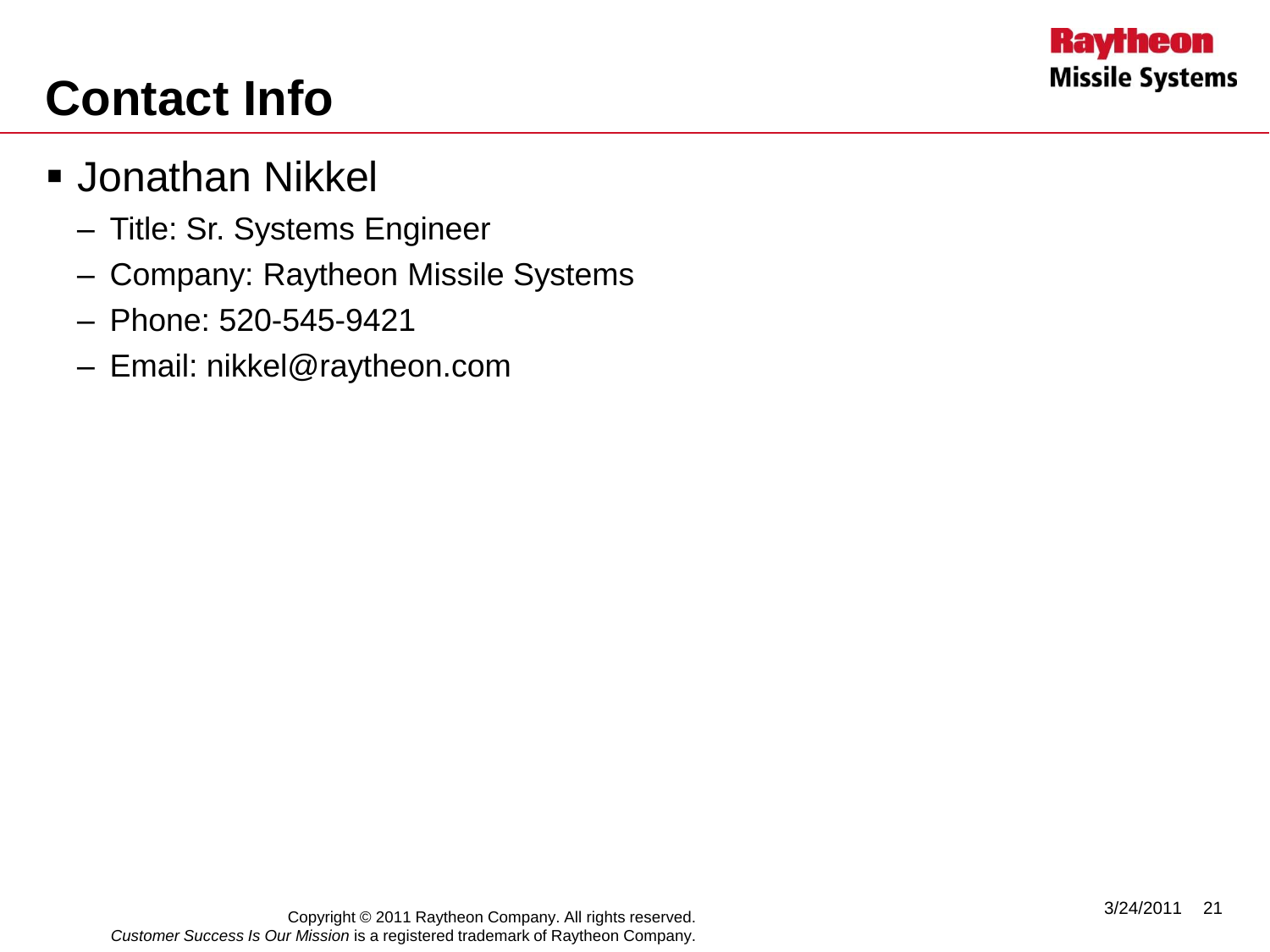# Contact Info

- Jonathan Nikkel
  - Title: Sr. Systems Engineer
  - Company: Raytheon Missile Systems
  - Phone: 520-545-9421
  - Email: nikkel@raytheon.com